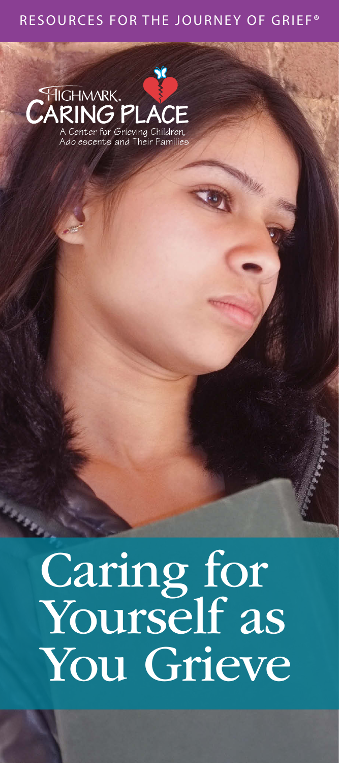RESOURCES FOR THE JOURNEY OF GRIEF®

HIGHMARK. CARING PLACE

A Center for Grieving Children, Adolescents and Their Families

# Caring for Yourself as You Grieve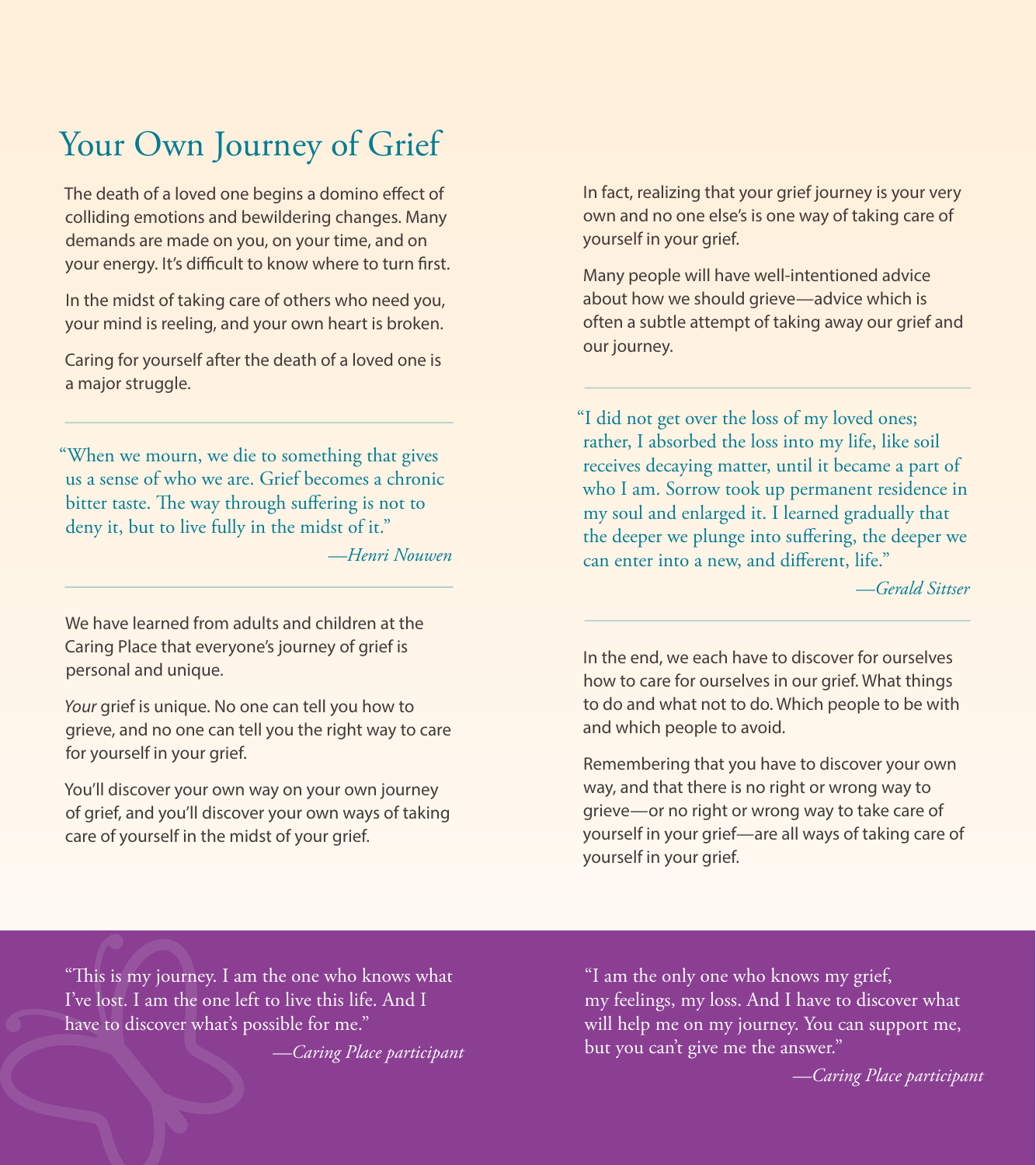# Your Own Journey of Grief

The death of a loved one begins a domino effect of colliding emotions and bewildering changes. Many demands are made on you, on your time, and on your energy. It's difficult to know where to turn first.

In the midst of taking care of others who need you, your mind is reeling, and your own heart is broken.

Caring for yourself after the death of a loved one is a major struggle.

---

> "When we mourn, we die to something that gives us a sense of who we are. Grief becomes a chronic bitter taste. The way through suffering is not to deny it, but to live fully in the midst of it."
>
> *—Henri Nouwen*

---

We have learned from adults and children at the Caring Place that everyone's journey of grief is personal and unique.

*Your* grief is unique. No one can tell you how to grieve, and no one can tell you the right way to care for yourself in your grief.

You'll discover your own way on your own journey of grief, and you'll discover your own ways of taking care of yourself in the midst of your grief.

In fact, realizing that your grief journey is your very own and no one else's is one way of taking care of yourself in your grief.

Many people will have well-intentioned advice about how we should grieve—advice which is often a subtle attempt of taking away our grief and our journey.

---

> "I did not get over the loss of my loved ones; rather, I absorbed the loss into my life, like soil receives decaying matter, until it became a part of who I am. Sorrow took up permanent residence in my soul and enlarged it. I learned gradually that the deeper we plunge into suffering, the deeper we can enter into a new, and different, life."
>
> *—Gerald Sittser*

---

In the end, we each have to discover for ourselves how to care for ourselves in our grief. What things to do and what not to do. Which people to be with and which people to avoid.

Remembering that you have to discover your own way, and that there is no right or wrong way to grieve—or no right or wrong way to take care of yourself in your grief—are all ways of taking care of yourself in your grief.

> "This is my journey. I am the one who knows what I've lost. I am the one left to live this life. And I have to discover what's possible for me."
>
> *—Caring Place participant*

> "I am the only one who knows my grief, my feelings, my loss. And I have to discover what will help me on my journey. You can support me, but you can't give me the answer."
>
> *—Caring Place participant*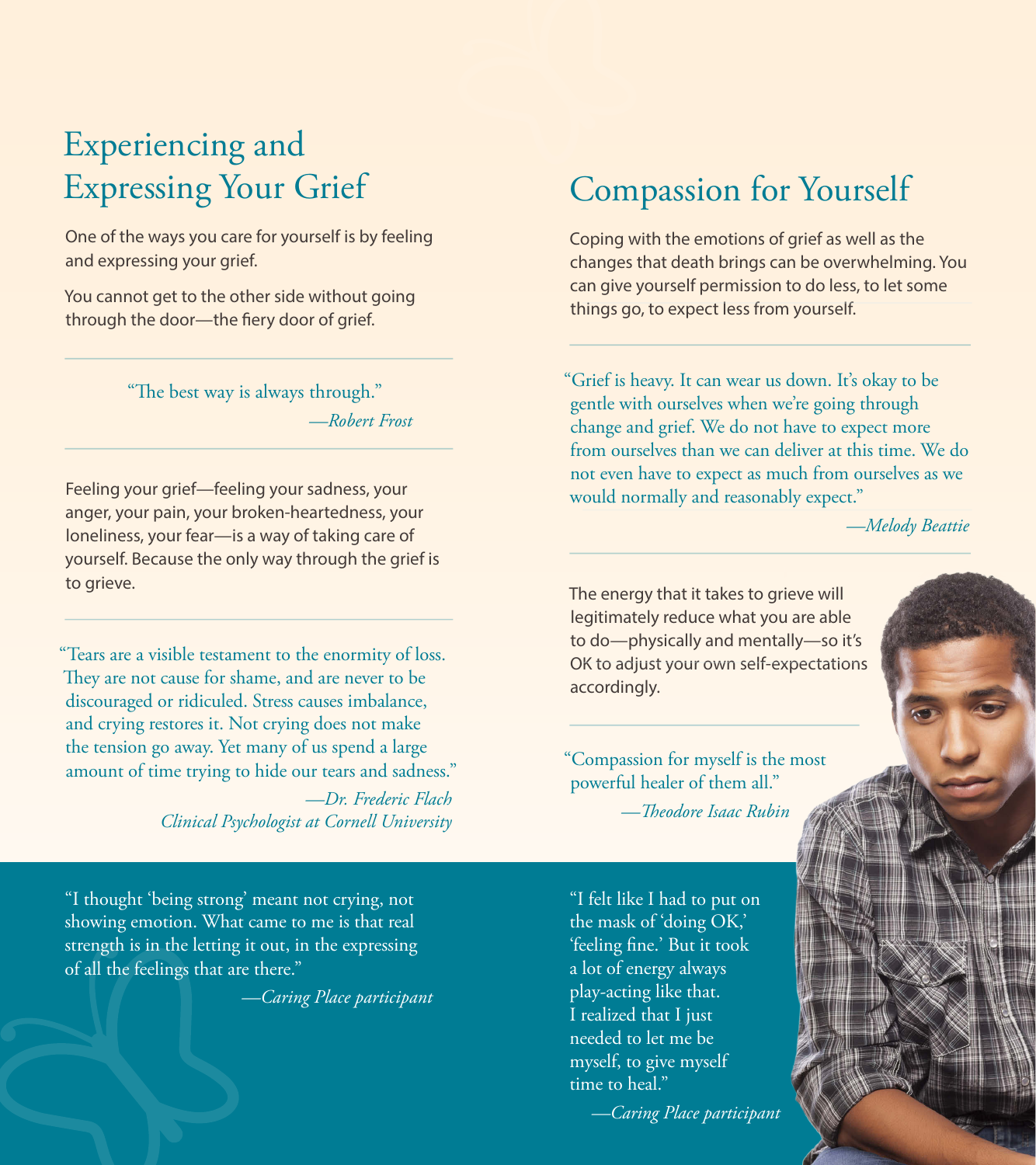## Experiencing and Expressing Your Grief

One of the ways you care for yourself is by feeling and expressing your grief.

You cannot get to the other side without going through the door—the fiery door of grief.

---

"The best way is always through."

*—Robert Frost*

---

Feeling your grief—feeling your sadness, your anger, your pain, your broken-heartedness, your loneliness, your fear—is a way of taking care of yourself. Because the only way through the grief is to grieve.

---

"Tears are a visible testament to the enormity of loss. They are not cause for shame, and are never to be discouraged or ridiculed. Stress causes imbalance, and crying restores it. Not crying does not make the tension go away. Yet many of us spend a large amount of time trying to hide our tears and sadness."

*—Dr. Frederic Flach*
*Clinical Psychologist at Cornell University*

"I thought 'being strong' meant not crying, not showing emotion. What came to me is that real strength is in the letting it out, in the expressing of all the feelings that are there."

*—Caring Place participant*

## Compassion for Yourself

Coping with the emotions of grief as well as the changes that death brings can be overwhelming. You can give yourself permission to do less, to let some things go, to expect less from yourself.

---

"Grief is heavy. It can wear us down. It's okay to be gentle with ourselves when we're going through change and grief. We do not have to expect more from ourselves than we can deliver at this time. We do not even have to expect as much from ourselves as we would normally and reasonably expect."

*—Melody Beattie*

---

The energy that it takes to grieve will legitimately reduce what you are able to do—physically and mentally—so it's OK to adjust your own self-expectations accordingly.

---

"Compassion for myself is the most powerful healer of them all."

*—Theodore Isaac Rubin*

"I felt like I had to put on the mask of 'doing OK,' 'feeling fine.' But it took a lot of energy always play-acting like that. I realized that I just needed to let me be myself, to give myself time to heal."

*—Caring Place participant*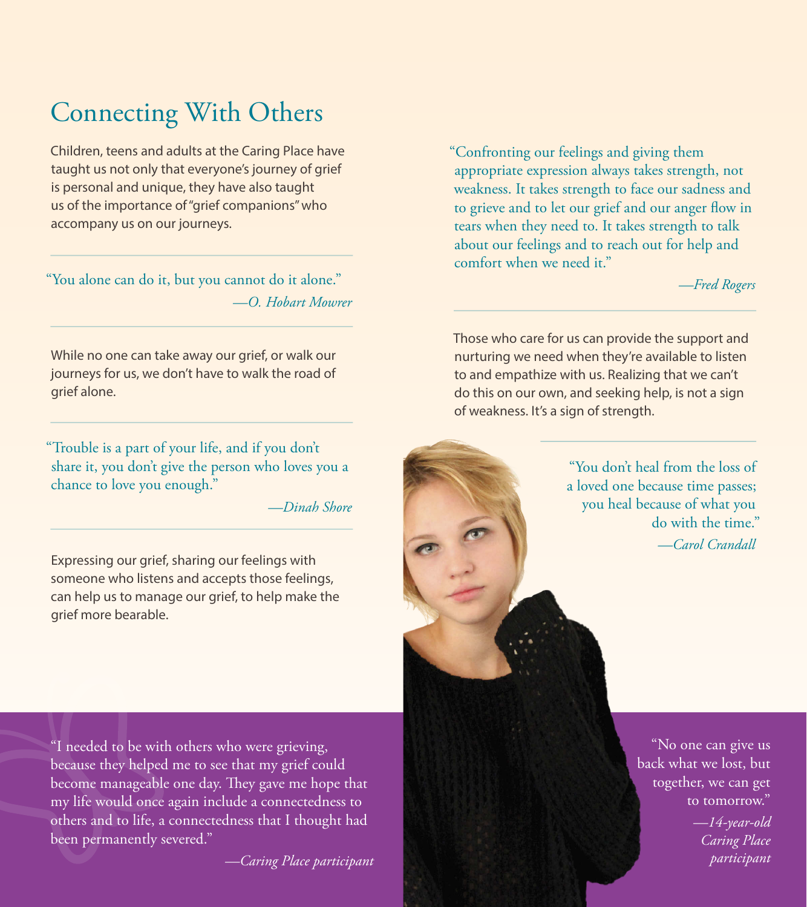# Connecting With Others

Children, teens and adults at the Caring Place have taught us not only that everyone's journey of grief is personal and unique, they have also taught us of the importance of "grief companions" who accompany us on our journeys.

"You alone can do it, but you cannot do it alone."

*—O. Hobart Mowrer*

While no one can take away our grief, or walk our journeys for us, we don't have to walk the road of grief alone.

"Trouble is a part of your life, and if you don't share it, you don't give the person who loves you a chance to love you enough."

*—Dinah Shore*

Expressing our grief, sharing our feelings with someone who listens and accepts those feelings, can help us to manage our grief, to help make the grief more bearable.

"Confronting our feelings and giving them appropriate expression always takes strength, not weakness. It takes strength to face our sadness and to grieve and to let our grief and our anger flow in tears when they need to. It takes strength to talk about our feelings and to reach out for help and comfort when we need it."

*—Fred Rogers*

Those who care for us can provide the support and nurturing we need when they're available to listen to and empathize with us. Realizing that we can't do this on our own, and seeking help, is not a sign of weakness. It's a sign of strength.

"You don't heal from the loss of a loved one because time passes; you heal because of what you do with the time."

*—Carol Crandall*

"I needed to be with others who were grieving, because they helped me to see that my grief could become manageable one day. They gave me hope that my life would once again include a connectedness to others and to life, a connectedness that I thought had been permanently severed."

*—Caring Place participant*

"No one can give us back what we lost, but together, we can get to tomorrow."

*—14-year-old Caring Place participant*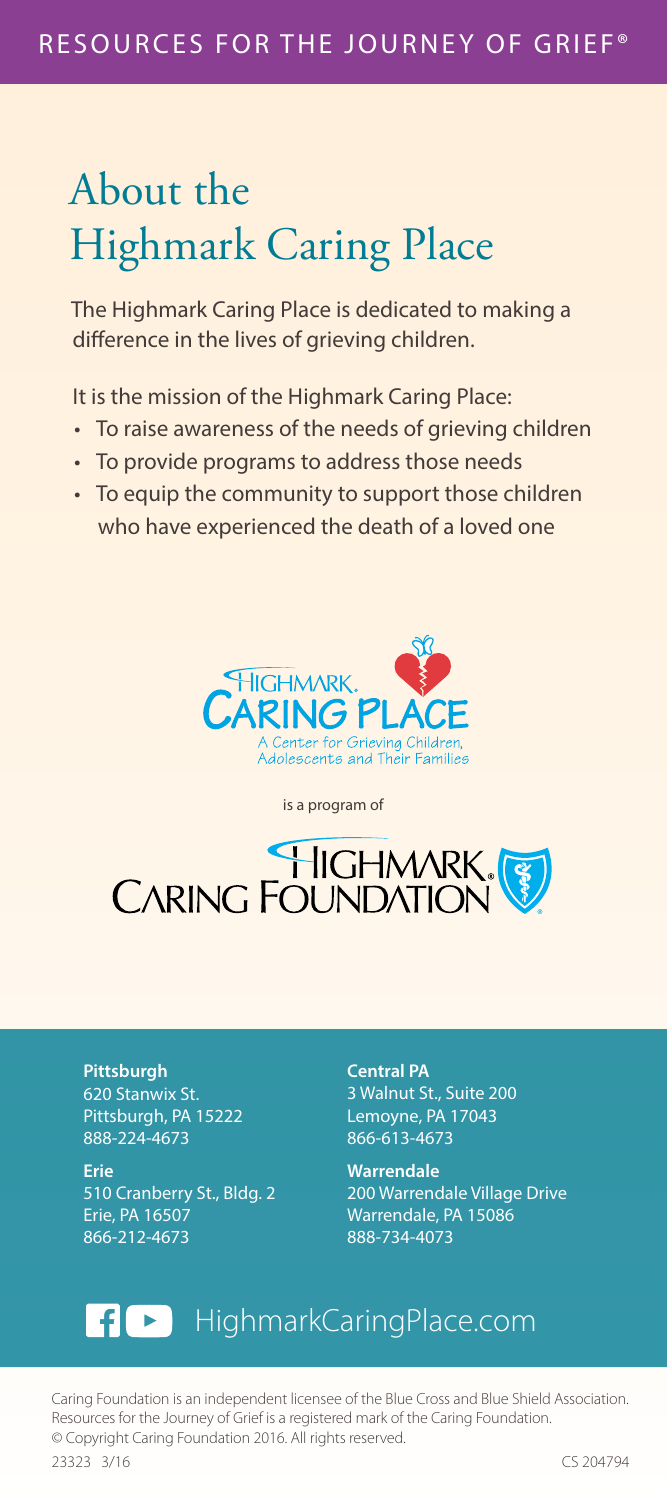RESOURCES FOR THE JOURNEY OF GRIEF®

# About the Highmark Caring Place

The Highmark Caring Place is dedicated to making a difference in the lives of grieving children.

It is the mission of the Highmark Caring Place:

- To raise awareness of the needs of grieving children
- To provide programs to address those needs
- To equip the community to support those children who have experienced the death of a loved one

HIGHMARK. CARING PLACE
A Center for Grieving Children, Adolescents and Their Families

is a program of

HIGHMARK. CARING FOUNDATION

**Pittsburgh**
620 Stanwix St.
Pittsburgh, PA 15222
888-224-4673

**Erie**
510 Cranberry St., Bldg. 2
Erie, PA 16507
866-212-4673

**Central PA**
3 Walnut St., Suite 200
Lemoyne, PA 17043
866-613-4673

**Warrendale**
200 Warrendale Village Drive
Warrendale, PA 15086
888-734-4073

HighmarkCaringPlace.com

Caring Foundation is an independent licensee of the Blue Cross and Blue Shield Association. Resources for the Journey of Grief is a registered mark of the Caring Foundation. © Copyright Caring Foundation 2016. All rights reserved.

23323 3/16 CS 204794